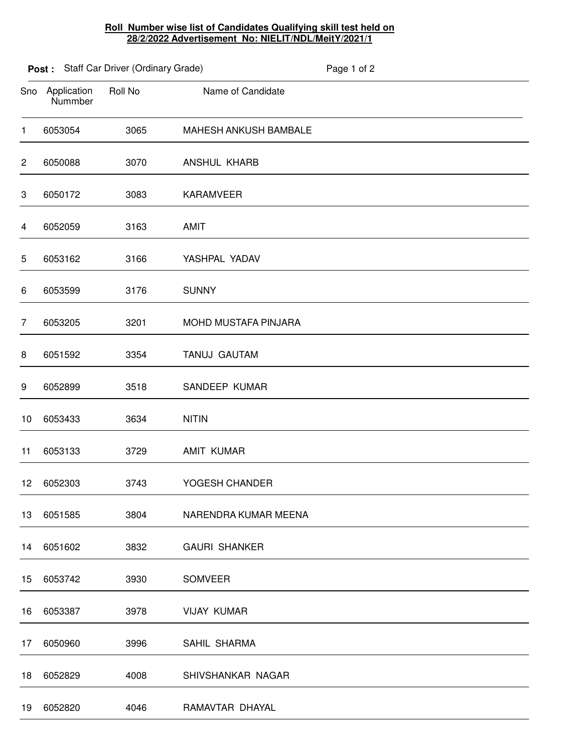**Roll Number wise list of Candidates Qualifying skill test held on 28/2/2022 Advertisement No: NIELIT/NDL/MeitY/2021/1**

**Post :** Staff Car Driver (Ordinary Grade)

| Sno | Application Nummber | Roll No | Name of Candidate |
|---|---|---|---|
| 1 | 6053054 | 3065 | MAHESH ANKUSH BAMBALE |
| 2 | 6050088 | 3070 | ANSHUL KHARB |
| 3 | 6050172 | 3083 | KARAMVEER |
| 4 | 6052059 | 3163 | AMIT |
| 5 | 6053162 | 3166 | YASHPAL YADAV |
| 6 | 6053599 | 3176 | SUNNY |
| 7 | 6053205 | 3201 | MOHD MUSTAFA PINJARA |
| 8 | 6051592 | 3354 | TANUJ GAUTAM |
| 9 | 6052899 | 3518 | SANDEEP KUMAR |
| 10 | 6053433 | 3634 | NITIN |
| 11 | 6053133 | 3729 | AMIT KUMAR |
| 12 | 6052303 | 3743 | YOGESH CHANDER |
| 13 | 6051585 | 3804 | NARENDRA KUMAR MEENA |
| 14 | 6051602 | 3832 | GAURI SHANKER |
| 15 | 6053742 | 3930 | SOMVEER |
| 16 | 6053387 | 3978 | VIJAY KUMAR |
| 17 | 6050960 | 3996 | SAHIL SHARMA |
| 18 | 6052829 | 4008 | SHIVSHANKAR NAGAR |
| 19 | 6052820 | 4046 | RAMAVTAR DHAYAL |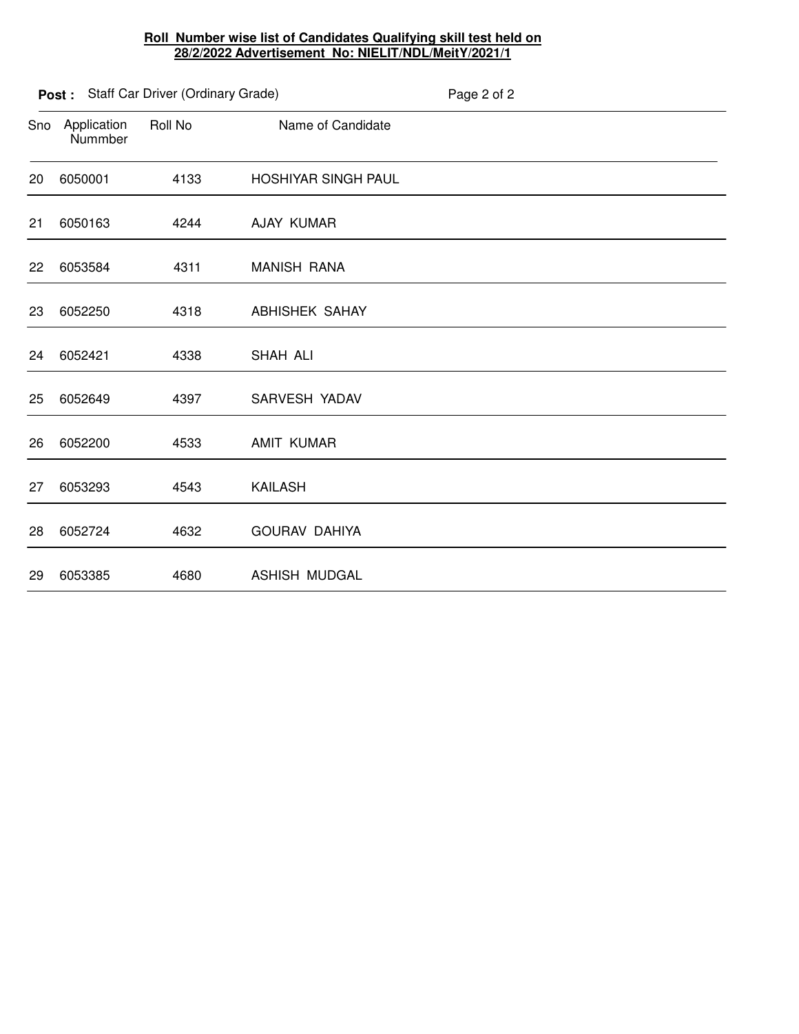**Roll Number wise list of Candidates Qualifying skill test held on 28/2/2022 Advertisement No: NIELIT/NDL/MeitY/2021/1**

**Post :** Staff Car Driver (Ordinary Grade)

| Sno | Application Nummber | Roll No | Name of Candidate |
|---|---|---|---|
| 20 | 6050001 | 4133 | HOSHIYAR SINGH PAUL |
| 21 | 6050163 | 4244 | AJAY KUMAR |
| 22 | 6053584 | 4311 | MANISH RANA |
| 23 | 6052250 | 4318 | ABHISHEK SAHAY |
| 24 | 6052421 | 4338 | SHAH ALI |
| 25 | 6052649 | 4397 | SARVESH YADAV |
| 26 | 6052200 | 4533 | AMIT KUMAR |
| 27 | 6053293 | 4543 | KAILASH |
| 28 | 6052724 | 4632 | GOURAV DAHIYA |
| 29 | 6053385 | 4680 | ASHISH MUDGAL |